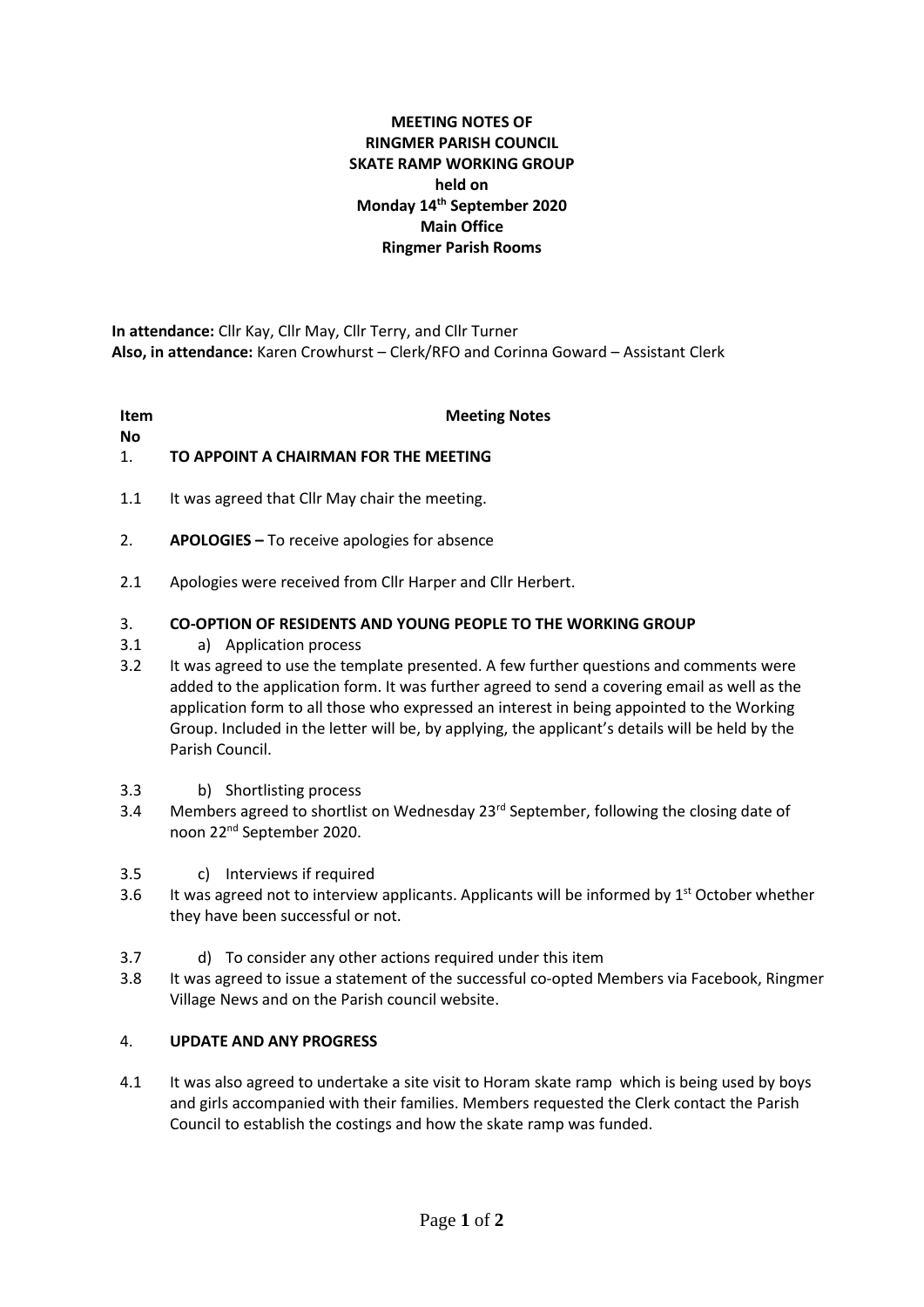**MEETING NOTES OF**
**RINGMER PARISH COUNCIL**
**SKATE RAMP WORKING GROUP**
**held on**
**Monday 14th September 2020**
**Main Office**
**Ringmer Parish Rooms**

**In attendance:** Cllr Kay, Cllr May, Cllr Terry, and Cllr Turner
**Also, in attendance:** Karen Crowhurst – Clerk/RFO and Corinna Goward – Assistant Clerk

| Item No | Meeting Notes |
|---|---|
| 1. | **TO APPOINT A CHAIRMAN FOR THE MEETING** |
| 1.1 | It was agreed that Cllr May chair the meeting. |
| 2. | **APOLOGIES –** To receive apologies for absence |
| 2.1 | Apologies were received from Cllr Harper and Cllr Herbert. |
| 3. | **CO-OPTION OF RESIDENTS AND YOUNG PEOPLE TO THE WORKING GROUP** |
| 3.1 | a) Application process |
| 3.2 | It was agreed to use the template presented. A few further questions and comments were added to the application form. It was further agreed to send a covering email as well as the application form to all those who expressed an interest in being appointed to the Working Group. Included in the letter will be, by applying, the applicant's details will be held by the Parish Council. |
| 3.3 | b) Shortlisting process |
| 3.4 | Members agreed to shortlist on Wednesday 23rd September, following the closing date of noon 22nd September 2020. |
| 3.5 | c) Interviews if required |
| 3.6 | It was agreed not to interview applicants. Applicants will be informed by 1st October whether they have been successful or not. |
| 3.7 | d) To consider any other actions required under this item |
| 3.8 | It was agreed to issue a statement of the successful co-opted Members via Facebook, Ringmer Village News and on the Parish council website. |
| 4. | **UPDATE AND ANY PROGRESS** |
| 4.1 | It was also agreed to undertake a site visit to Horam skate ramp which is being used by boys and girls accompanied with their families. Members requested the Clerk contact the Parish Council to establish the costings and how the skate ramp was funded. |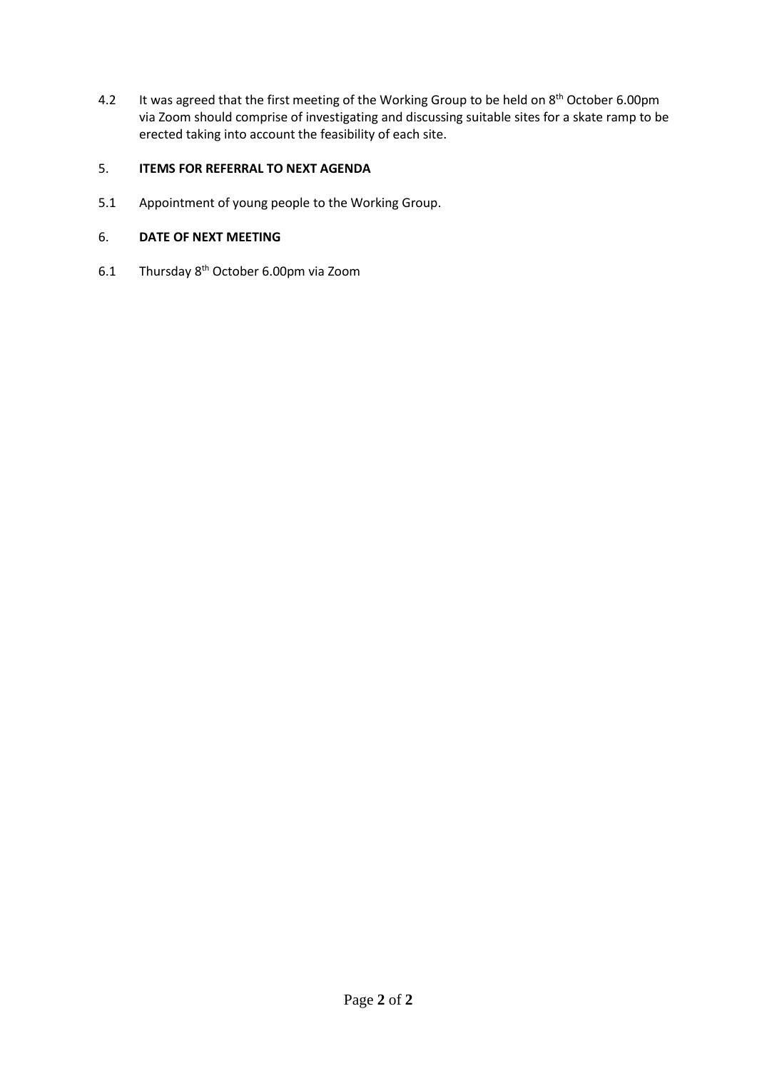4.2 It was agreed that the first meeting of the Working Group to be held on 8th October 6.00pm via Zoom should comprise of investigating and discussing suitable sites for a skate ramp to be erected taking into account the feasibility of each site.

5. **ITEMS FOR REFERRAL TO NEXT AGENDA**

5.1 Appointment of young people to the Working Group.

6. **DATE OF NEXT MEETING**

6.1 Thursday 8th October 6.00pm via Zoom